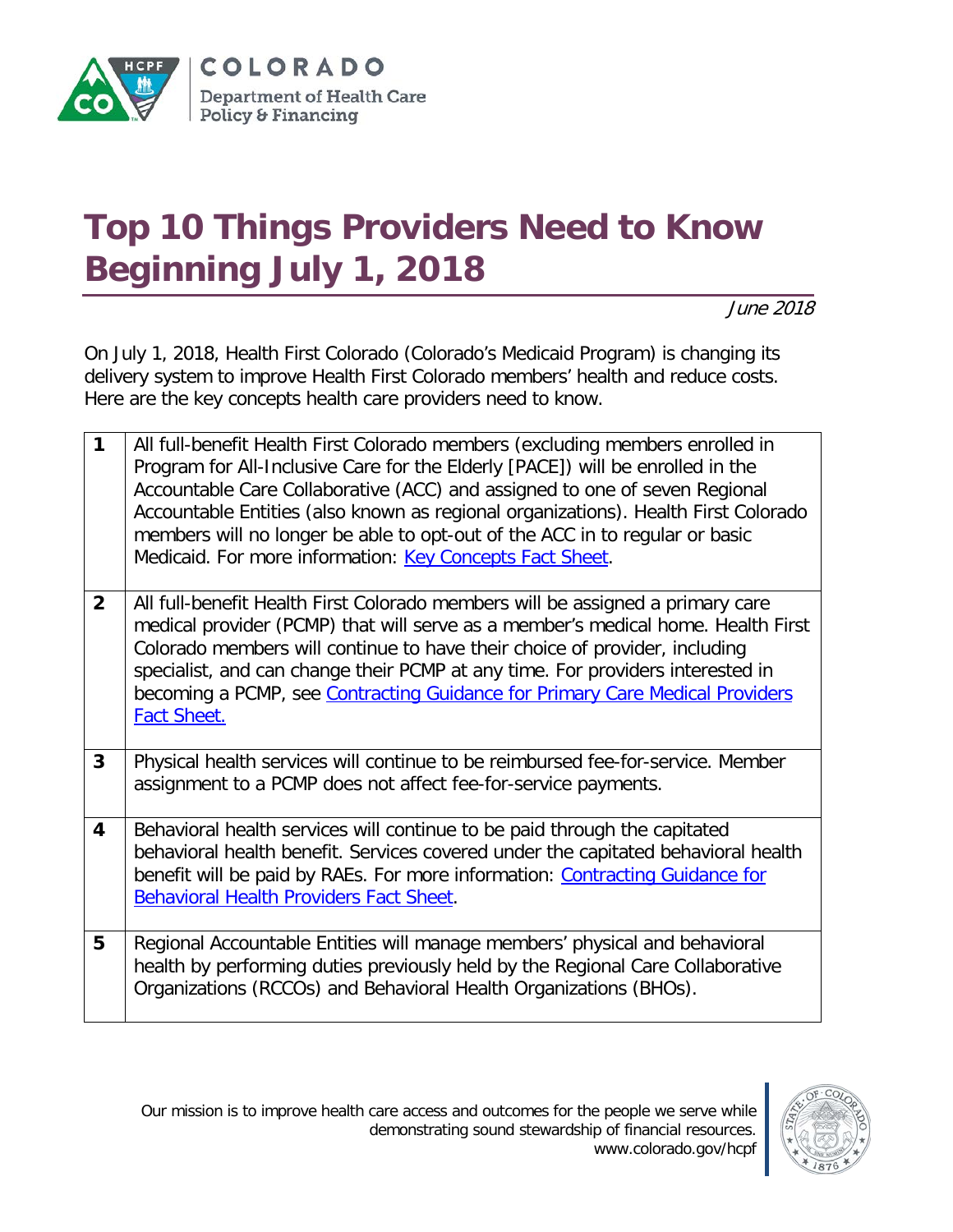COLORADO

Department of Health Care Policy & Financing

# Top 10 Things Providers Need to Know Beginning July 1, 2018

*June 2018*

On July 1, 2018, Health First Colorado (Colorado's Medicaid Program) is changing its delivery system to improve Health First Colorado members' health and reduce costs. Here are the key concepts health care providers need to know.

| | |
|---|---|
| **1** | All full-benefit Health First Colorado members (excluding members enrolled in Program for All-Inclusive Care for the Elderly [PACE]) will be enrolled in the Accountable Care Collaborative (ACC) and assigned to one of seven Regional Accountable Entities (also known as regional organizations). Health First Colorado members will no longer be able to opt-out of the ACC in to regular or basic Medicaid. For more information: Key Concepts Fact Sheet. |
| **2** | All full-benefit Health First Colorado members will be assigned a primary care medical provider (PCMP) that will serve as a member's medical home. Health First Colorado members will continue to have their choice of provider, including specialist, and can change their PCMP at any time. For providers interested in becoming a PCMP, see Contracting Guidance for Primary Care Medical Providers Fact Sheet. |
| **3** | Physical health services will continue to be reimbursed fee-for-service. Member assignment to a PCMP does not affect fee-for-service payments. |
| **4** | Behavioral health services will continue to be paid through the capitated behavioral health benefit. Services covered under the capitated behavioral health benefit will be paid by RAEs. For more information: Contracting Guidance for Behavioral Health Providers Fact Sheet. |
| **5** | Regional Accountable Entities will manage members' physical and behavioral health by performing duties previously held by the Regional Care Collaborative Organizations (RCCOs) and Behavioral Health Organizations (BHOs). |

Our mission is to improve health care access and outcomes for the people we serve while demonstrating sound stewardship of financial resources.
www.colorado.gov/hcpf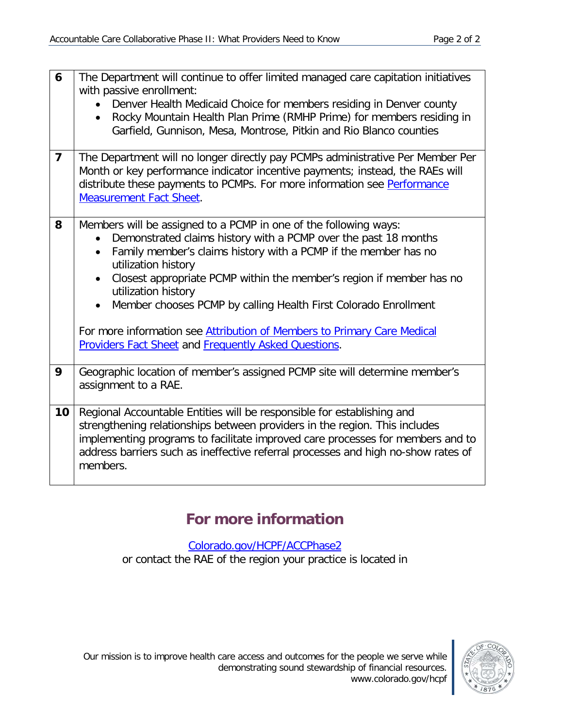| | |
|---|---|
| **6** | The Department will continue to offer limited managed care capitation initiatives with passive enrollment:<br>• Denver Health Medicaid Choice for members residing in Denver county<br>• Rocky Mountain Health Plan Prime (RMHP Prime) for members residing in Garfield, Gunnison, Mesa, Montrose, Pitkin and Rio Blanco counties |
| **7** | The Department will no longer directly pay PCMPs administrative Per Member Per Month or key performance indicator incentive payments; instead, the RAEs will distribute these payments to PCMPs. For more information see Performance Measurement Fact Sheet. |
| **8** | Members will be assigned to a PCMP in one of the following ways:<br>• Demonstrated claims history with a PCMP over the past 18 months<br>• Family member's claims history with a PCMP if the member has no utilization history<br>• Closest appropriate PCMP within the member's region if member has no utilization history<br>• Member chooses PCMP by calling Health First Colorado Enrollment<br><br>For more information see Attribution of Members to Primary Care Medical Providers Fact Sheet and Frequently Asked Questions. |
| **9** | Geographic location of member's assigned PCMP site will determine member's assignment to a RAE. |
| **10** | Regional Accountable Entities will be responsible for establishing and strengthening relationships between providers in the region. This includes implementing programs to facilitate improved care processes for members and to address barriers such as ineffective referral processes and high no-show rates of members. |

## For more information

Colorado.gov/HCPF/ACCPhase2
or contact the RAE of the region your practice is located in

Our mission is to improve health care access and outcomes for the people we serve while demonstrating sound stewardship of financial resources.
www.colorado.gov/hcpf